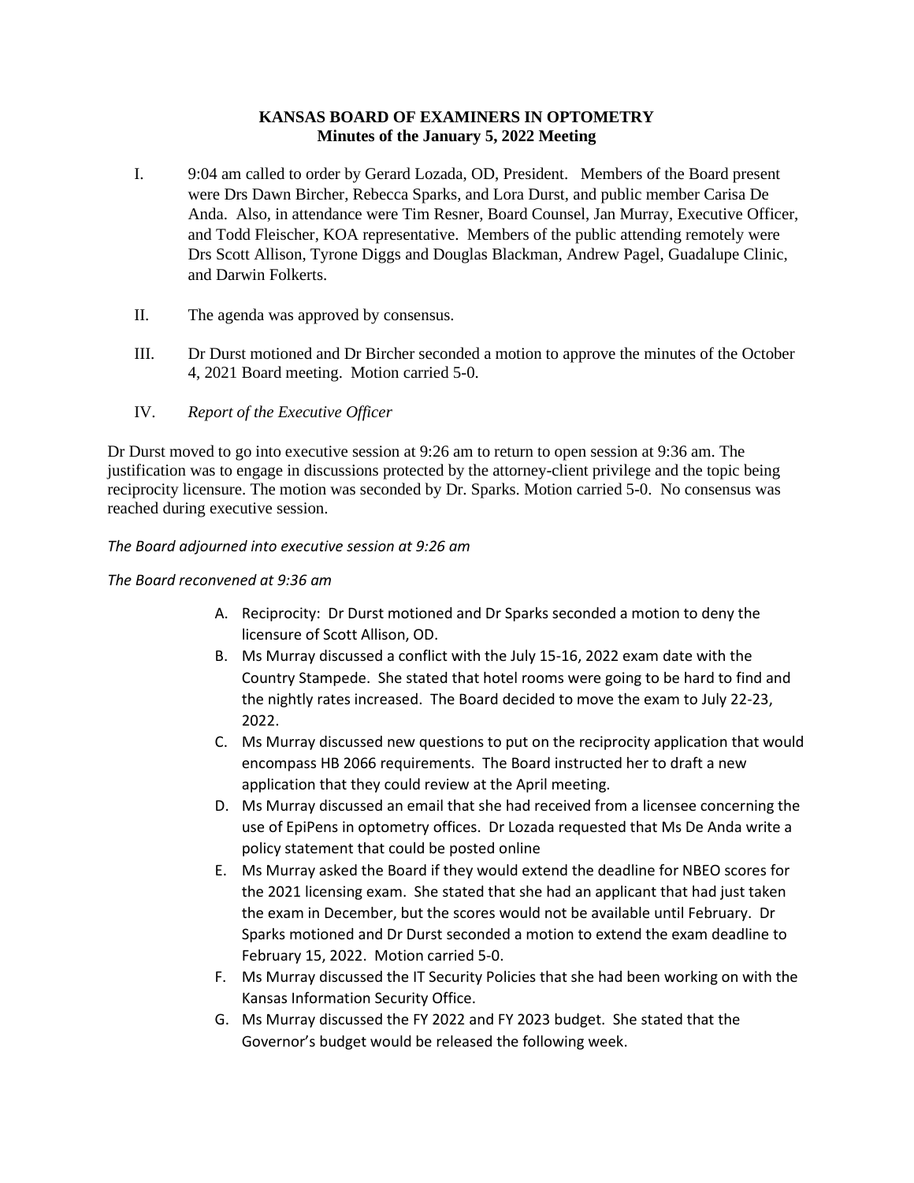**KANSAS BOARD OF EXAMINERS IN OPTOMETRY**
**Minutes of the January 5, 2022 Meeting**

I. 9:04 am called to order by Gerard Lozada, OD, President. Members of the Board present were Drs Dawn Bircher, Rebecca Sparks, and Lora Durst, and public member Carisa De Anda. Also, in attendance were Tim Resner, Board Counsel, Jan Murray, Executive Officer, and Todd Fleischer, KOA representative. Members of the public attending remotely were Drs Scott Allison, Tyrone Diggs and Douglas Blackman, Andrew Pagel, Guadalupe Clinic, and Darwin Folkerts.

II. The agenda was approved by consensus.

III. Dr Durst motioned and Dr Bircher seconded a motion to approve the minutes of the October 4, 2021 Board meeting. Motion carried 5-0.

IV. *Report of the Executive Officer*

Dr Durst moved to go into executive session at 9:26 am to return to open session at 9:36 am. The justification was to engage in discussions protected by the attorney-client privilege and the topic being reciprocity licensure. The motion was seconded by Dr. Sparks. Motion carried 5-0. No consensus was reached during executive session.

*The Board adjourned into executive session at 9:26 am*

*The Board reconvened at 9:36 am*

A. Reciprocity: Dr Durst motioned and Dr Sparks seconded a motion to deny the licensure of Scott Allison, OD.
B. Ms Murray discussed a conflict with the July 15-16, 2022 exam date with the Country Stampede. She stated that hotel rooms were going to be hard to find and the nightly rates increased. The Board decided to move the exam to July 22-23, 2022.
C. Ms Murray discussed new questions to put on the reciprocity application that would encompass HB 2066 requirements. The Board instructed her to draft a new application that they could review at the April meeting.
D. Ms Murray discussed an email that she had received from a licensee concerning the use of EpiPens in optometry offices. Dr Lozada requested that Ms De Anda write a policy statement that could be posted online
E. Ms Murray asked the Board if they would extend the deadline for NBEO scores for the 2021 licensing exam. She stated that she had an applicant that had just taken the exam in December, but the scores would not be available until February. Dr Sparks motioned and Dr Durst seconded a motion to extend the exam deadline to February 15, 2022. Motion carried 5-0.
F. Ms Murray discussed the IT Security Policies that she had been working on with the Kansas Information Security Office.
G. Ms Murray discussed the FY 2022 and FY 2023 budget. She stated that the Governor's budget would be released the following week.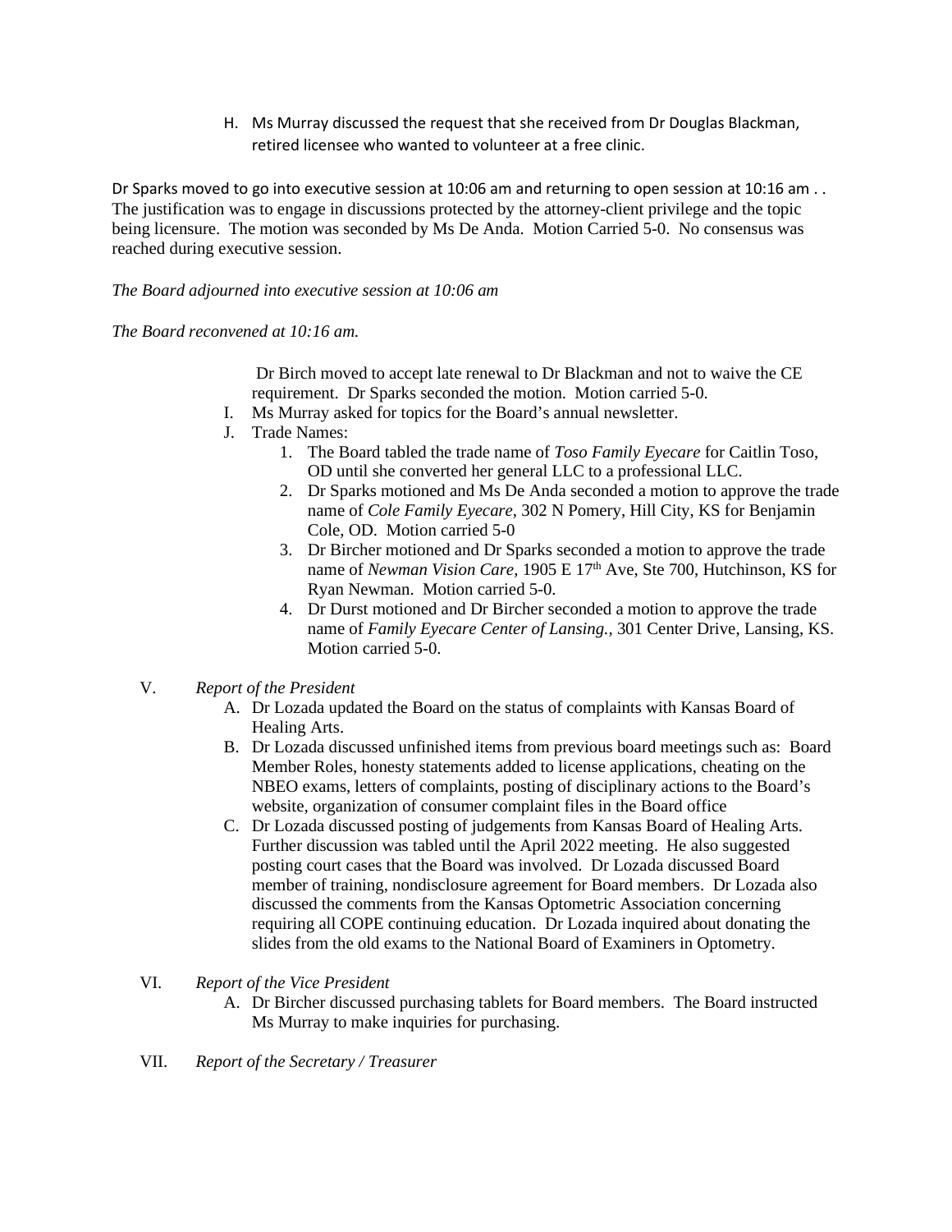H. Ms Murray discussed the request that she received from Dr Douglas Blackman, retired licensee who wanted to volunteer at a free clinic.

Dr Sparks moved to go into executive session at 10:06 am and returning to open session at 10:16 am . . The justification was to engage in discussions protected by the attorney-client privilege and the topic being licensure. The motion was seconded by Ms De Anda. Motion Carried 5-0. No consensus was reached during executive session.

*The Board adjourned into executive session at 10:06 am*

*The Board reconvened at 10:16 am.*

Dr Birch moved to accept late renewal to Dr Blackman and not to waive the CE requirement. Dr Sparks seconded the motion. Motion carried 5-0.

I. Ms Murray asked for topics for the Board's annual newsletter.
J. Trade Names:
   1. The Board tabled the trade name of *Toso Family Eyecare* for Caitlin Toso, OD until she converted her general LLC to a professional LLC.
   2. Dr Sparks motioned and Ms De Anda seconded a motion to approve the trade name of *Cole Family Eyecare*, 302 N Pomery, Hill City, KS for Benjamin Cole, OD. Motion carried 5-0
   3. Dr Bircher motioned and Dr Sparks seconded a motion to approve the trade name of *Newman Vision Care*, 1905 E 17th Ave, Ste 700, Hutchinson, KS for Ryan Newman. Motion carried 5-0.
   4. Dr Durst motioned and Dr Bircher seconded a motion to approve the trade name of *Family Eyecare Center of Lansing.*, 301 Center Drive, Lansing, KS. Motion carried 5-0.

V. *Report of the President*

A. Dr Lozada updated the Board on the status of complaints with Kansas Board of Healing Arts.
B. Dr Lozada discussed unfinished items from previous board meetings such as: Board Member Roles, honesty statements added to license applications, cheating on the NBEO exams, letters of complaints, posting of disciplinary actions to the Board's website, organization of consumer complaint files in the Board office
C. Dr Lozada discussed posting of judgements from Kansas Board of Healing Arts. Further discussion was tabled until the April 2022 meeting. He also suggested posting court cases that the Board was involved. Dr Lozada discussed Board member of training, nondisclosure agreement for Board members. Dr Lozada also discussed the comments from the Kansas Optometric Association concerning requiring all COPE continuing education. Dr Lozada inquired about donating the slides from the old exams to the National Board of Examiners in Optometry.

VI. *Report of the Vice President*

A. Dr Bircher discussed purchasing tablets for Board members. The Board instructed Ms Murray to make inquiries for purchasing.

VII. *Report of the Secretary / Treasurer*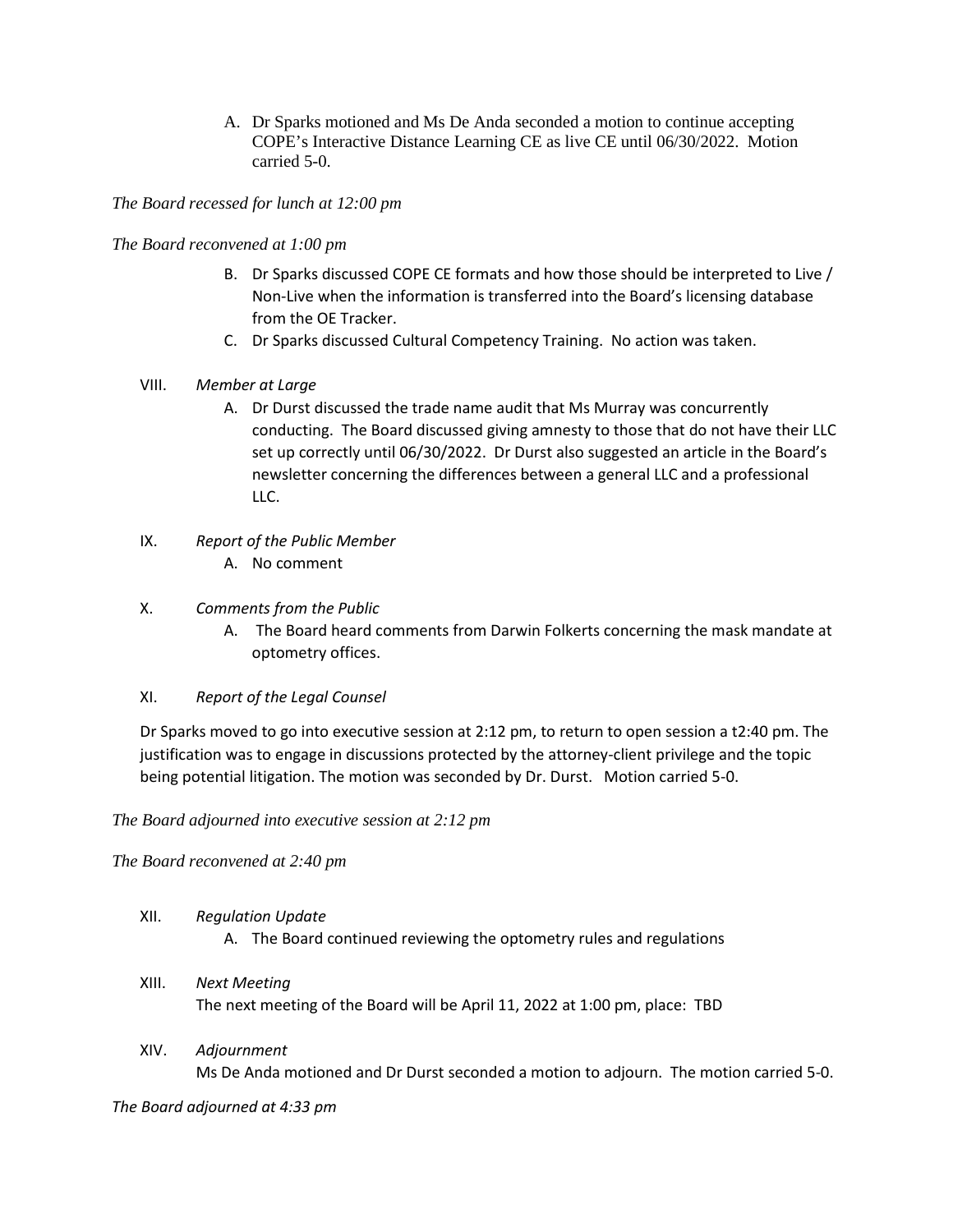A. Dr Sparks motioned and Ms De Anda seconded a motion to continue accepting COPE's Interactive Distance Learning CE as live CE until 06/30/2022. Motion carried 5-0.

*The Board recessed for lunch at 12:00 pm*

*The Board reconvened at 1:00 pm*

B. Dr Sparks discussed COPE CE formats and how those should be interpreted to Live / Non-Live when the information is transferred into the Board's licensing database from the OE Tracker.

C. Dr Sparks discussed Cultural Competency Training. No action was taken.

VIII. *Member at Large*

A. Dr Durst discussed the trade name audit that Ms Murray was concurrently conducting. The Board discussed giving amnesty to those that do not have their LLC set up correctly until 06/30/2022. Dr Durst also suggested an article in the Board's newsletter concerning the differences between a general LLC and a professional LLC.

IX. *Report of the Public Member*

A. No comment

X. *Comments from the Public*

A. The Board heard comments from Darwin Folkerts concerning the mask mandate at optometry offices.

XI. *Report of the Legal Counsel*

Dr Sparks moved to go into executive session at 2:12 pm, to return to open session a t2:40 pm. The justification was to engage in discussions protected by the attorney-client privilege and the topic being potential litigation. The motion was seconded by Dr. Durst. Motion carried 5-0.

*The Board adjourned into executive session at 2:12 pm*

*The Board reconvened at 2:40 pm*

XII. *Regulation Update*

A. The Board continued reviewing the optometry rules and regulations

XIII. *Next Meeting*

The next meeting of the Board will be April 11, 2022 at 1:00 pm, place: TBD

XIV. *Adjournment*

Ms De Anda motioned and Dr Durst seconded a motion to adjourn. The motion carried 5-0.

*The Board adjourned at 4:33 pm*